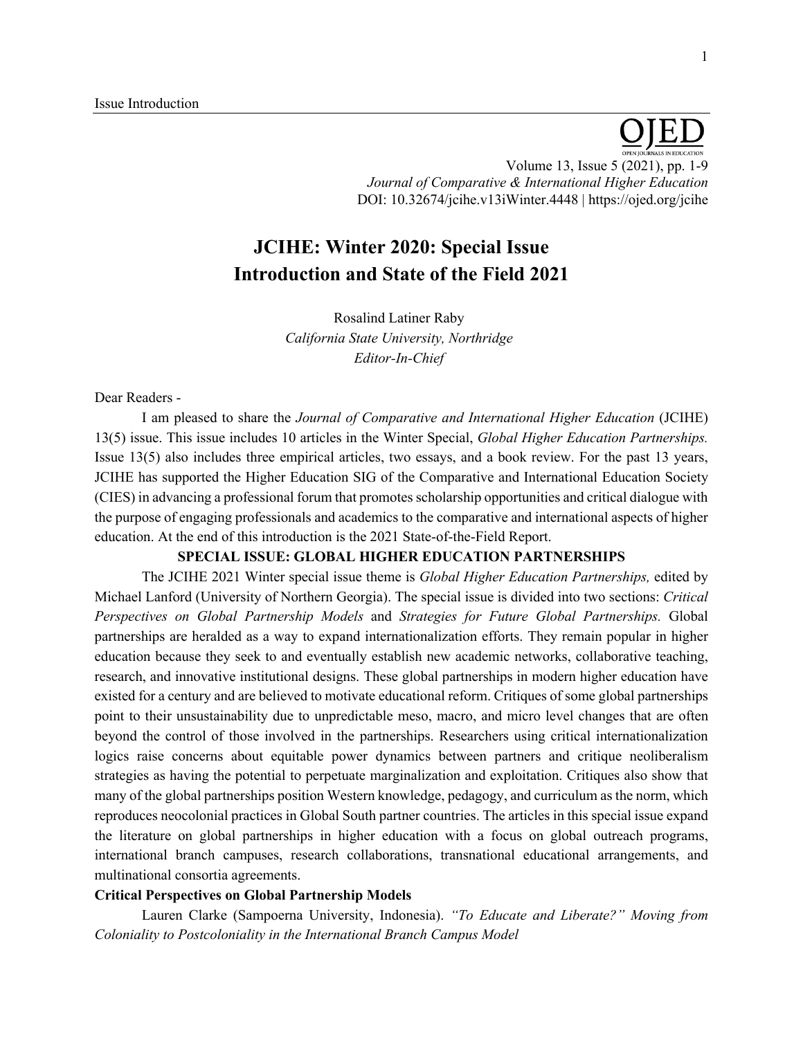Issue Introduction

OJED

Volume 13, Issue 5 (2021), pp. 1-9
*Journal of Comparative & International Higher Education*
DOI: 10.32674/jcihe.v13iWinter.4448 | https://ojed.org/jcihe

# JCIHE: Winter 2020: Special Issue Introduction and State of the Field 2021

Rosalind Latiner Raby
*California State University, Northridge*
*Editor-In-Chief*

Dear Readers -

I am pleased to share the *Journal of Comparative and International Higher Education* (JCIHE) 13(5) issue. This issue includes 10 articles in the Winter Special, *Global Higher Education Partnerships.* Issue 13(5) also includes three empirical articles, two essays, and a book review. For the past 13 years, JCIHE has supported the Higher Education SIG of the Comparative and International Education Society (CIES) in advancing a professional forum that promotes scholarship opportunities and critical dialogue with the purpose of engaging professionals and academics to the comparative and international aspects of higher education. At the end of this introduction is the 2021 State-of-the-Field Report.

## SPECIAL ISSUE: GLOBAL HIGHER EDUCATION PARTNERSHIPS

The JCIHE 2021 Winter special issue theme is *Global Higher Education Partnerships,* edited by Michael Lanford (University of Northern Georgia). The special issue is divided into two sections: *Critical Perspectives on Global Partnership Models* and *Strategies for Future Global Partnerships.* Global partnerships are heralded as a way to expand internationalization efforts. They remain popular in higher education because they seek to and eventually establish new academic networks, collaborative teaching, research, and innovative institutional designs. These global partnerships in modern higher education have existed for a century and are believed to motivate educational reform. Critiques of some global partnerships point to their unsustainability due to unpredictable meso, macro, and micro level changes that are often beyond the control of those involved in the partnerships. Researchers using critical internationalization logics raise concerns about equitable power dynamics between partners and critique neoliberalism strategies as having the potential to perpetuate marginalization and exploitation. Critiques also show that many of the global partnerships position Western knowledge, pedagogy, and curriculum as the norm, which reproduces neocolonial practices in Global South partner countries. The articles in this special issue expand the literature on global partnerships in higher education with a focus on global outreach programs, international branch campuses, research collaborations, transnational educational arrangements, and multinational consortia agreements.

### Critical Perspectives on Global Partnership Models

Lauren Clarke (Sampoerna University, Indonesia). *"To Educate and Liberate?" Moving from Coloniality to Postcoloniality in the International Branch Campus Model*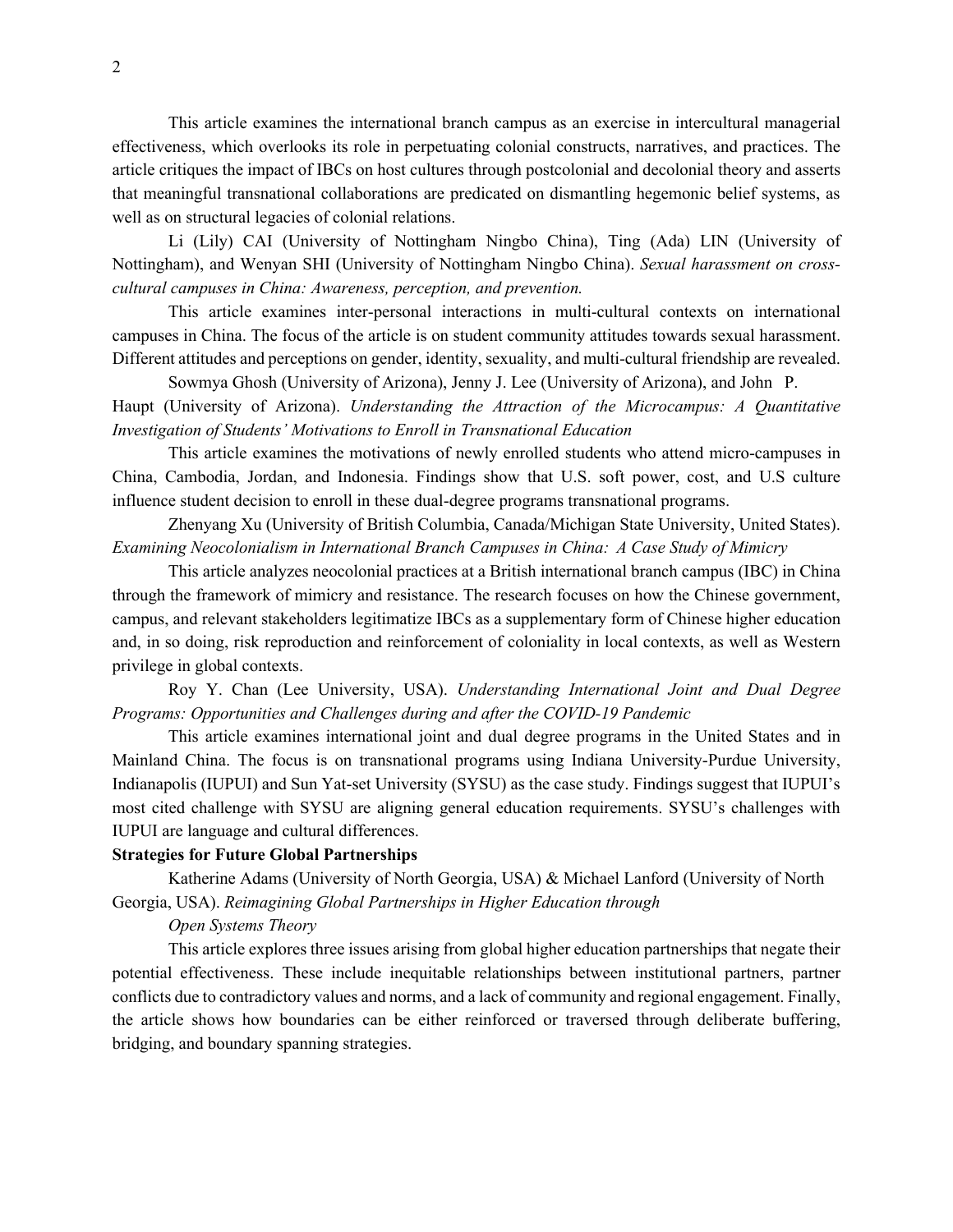This article examines the international branch campus as an exercise in intercultural managerial effectiveness, which overlooks its role in perpetuating colonial constructs, narratives, and practices. The article critiques the impact of IBCs on host cultures through postcolonial and decolonial theory and asserts that meaningful transnational collaborations are predicated on dismantling hegemonic belief systems, as well as on structural legacies of colonial relations.

Li (Lily) CAI (University of Nottingham Ningbo China), Ting (Ada) LIN (University of Nottingham), and Wenyan SHI (University of Nottingham Ningbo China). *Sexual harassment on cross-cultural campuses in China: Awareness, perception, and prevention.*

This article examines inter-personal interactions in multi-cultural contexts on international campuses in China. The focus of the article is on student community attitudes towards sexual harassment. Different attitudes and perceptions on gender, identity, sexuality, and multi-cultural friendship are revealed.

Sowmya Ghosh (University of Arizona), Jenny J. Lee (University of Arizona), and John P. Haupt (University of Arizona). *Understanding the Attraction of the Microcampus: A Quantitative Investigation of Students' Motivations to Enroll in Transnational Education*

This article examines the motivations of newly enrolled students who attend micro-campuses in China, Cambodia, Jordan, and Indonesia. Findings show that U.S. soft power, cost, and U.S culture influence student decision to enroll in these dual-degree programs transnational programs.

Zhenyang Xu (University of British Columbia, Canada/Michigan State University, United States). *Examining Neocolonialism in International Branch Campuses in China: A Case Study of Mimicry*

This article analyzes neocolonial practices at a British international branch campus (IBC) in China through the framework of mimicry and resistance. The research focuses on how the Chinese government, campus, and relevant stakeholders legitimatize IBCs as a supplementary form of Chinese higher education and, in so doing, risk reproduction and reinforcement of coloniality in local contexts, as well as Western privilege in global contexts.

Roy Y. Chan (Lee University, USA). *Understanding International Joint and Dual Degree Programs: Opportunities and Challenges during and after the COVID-19 Pandemic*

This article examines international joint and dual degree programs in the United States and in Mainland China. The focus is on transnational programs using Indiana University-Purdue University, Indianapolis (IUPUI) and Sun Yat-set University (SYSU) as the case study. Findings suggest that IUPUI's most cited challenge with SYSU are aligning general education requirements. SYSU's challenges with IUPUI are language and cultural differences.

**Strategies for Future Global Partnerships**

Katherine Adams (University of North Georgia, USA) & Michael Lanford (University of North Georgia, USA). *Reimagining Global Partnerships in Higher Education through Open Systems Theory*

This article explores three issues arising from global higher education partnerships that negate their potential effectiveness. These include inequitable relationships between institutional partners, partner conflicts due to contradictory values and norms, and a lack of community and regional engagement. Finally, the article shows how boundaries can be either reinforced or traversed through deliberate buffering, bridging, and boundary spanning strategies.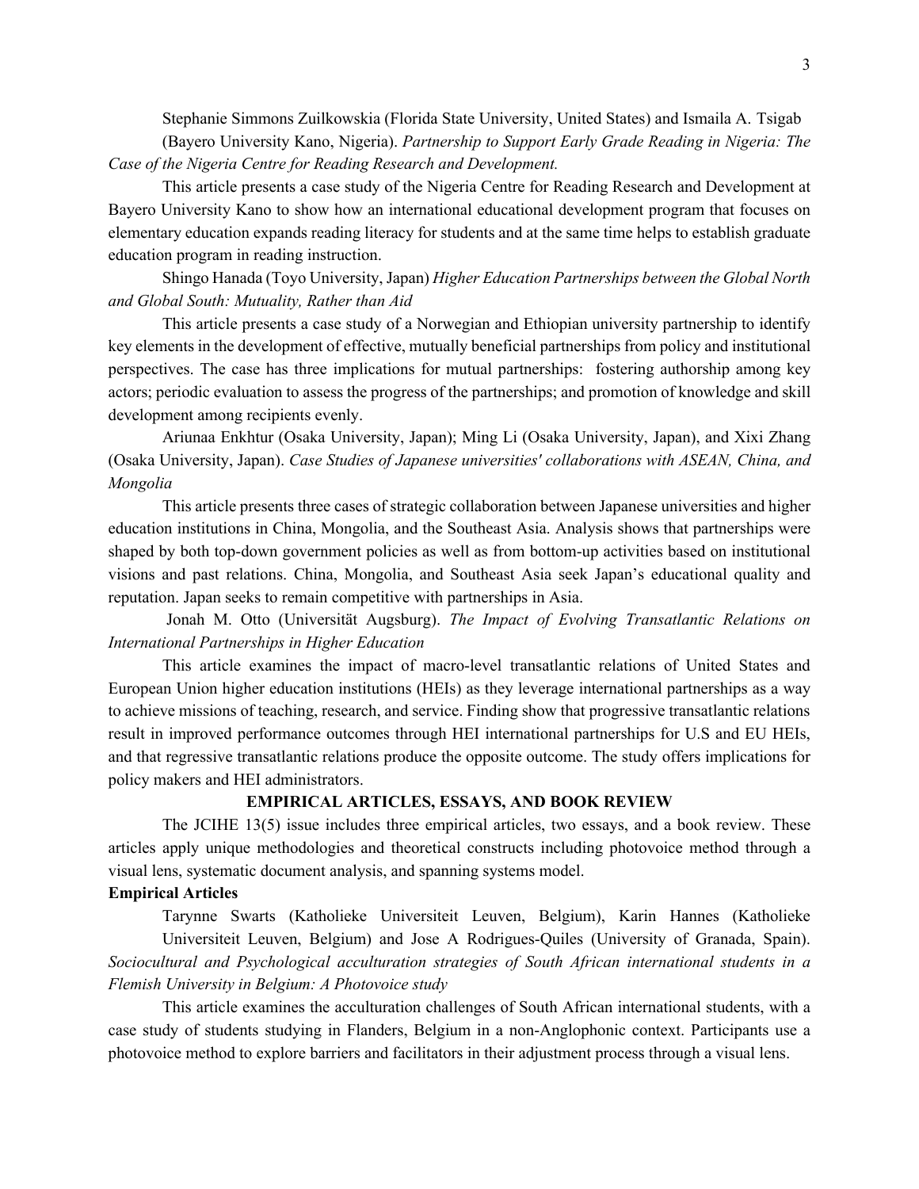Stephanie Simmons Zuilkowskia (Florida State University, United States) and Ismaila A. Tsigab (Bayero University Kano, Nigeria). *Partnership to Support Early Grade Reading in Nigeria: The Case of the Nigeria Centre for Reading Research and Development.*

This article presents a case study of the Nigeria Centre for Reading Research and Development at Bayero University Kano to show how an international educational development program that focuses on elementary education expands reading literacy for students and at the same time helps to establish graduate education program in reading instruction.

Shingo Hanada (Toyo University, Japan) *Higher Education Partnerships between the Global North and Global South: Mutuality, Rather than Aid*

This article presents a case study of a Norwegian and Ethiopian university partnership to identify key elements in the development of effective, mutually beneficial partnerships from policy and institutional perspectives. The case has three implications for mutual partnerships: fostering authorship among key actors; periodic evaluation to assess the progress of the partnerships; and promotion of knowledge and skill development among recipients evenly.

Ariunaa Enkhtur (Osaka University, Japan); Ming Li (Osaka University, Japan), and Xixi Zhang (Osaka University, Japan). *Case Studies of Japanese universities' collaborations with ASEAN, China, and Mongolia*

This article presents three cases of strategic collaboration between Japanese universities and higher education institutions in China, Mongolia, and the Southeast Asia. Analysis shows that partnerships were shaped by both top-down government policies as well as from bottom-up activities based on institutional visions and past relations. China, Mongolia, and Southeast Asia seek Japan's educational quality and reputation. Japan seeks to remain competitive with partnerships in Asia.

Jonah M. Otto (Universität Augsburg). *The Impact of Evolving Transatlantic Relations on International Partnerships in Higher Education*

This article examines the impact of macro-level transatlantic relations of United States and European Union higher education institutions (HEIs) as they leverage international partnerships as a way to achieve missions of teaching, research, and service. Finding show that progressive transatlantic relations result in improved performance outcomes through HEI international partnerships for U.S and EU HEIs, and that regressive transatlantic relations produce the opposite outcome. The study offers implications for policy makers and HEI administrators.

## EMPIRICAL ARTICLES, ESSAYS, AND BOOK REVIEW

The JCIHE 13(5) issue includes three empirical articles, two essays, and a book review. These articles apply unique methodologies and theoretical constructs including photovoice method through a visual lens, systematic document analysis, and spanning systems model.

### Empirical Articles

Tarynne Swarts (Katholieke Universiteit Leuven, Belgium), Karin Hannes (Katholieke Universiteit Leuven, Belgium) and Jose A Rodrigues-Quiles (University of Granada, Spain). *Sociocultural and Psychological acculturation strategies of South African international students in a Flemish University in Belgium: A Photovoice study*

This article examines the acculturation challenges of South African international students, with a case study of students studying in Flanders, Belgium in a non-Anglophonic context. Participants use a photovoice method to explore barriers and facilitators in their adjustment process through a visual lens.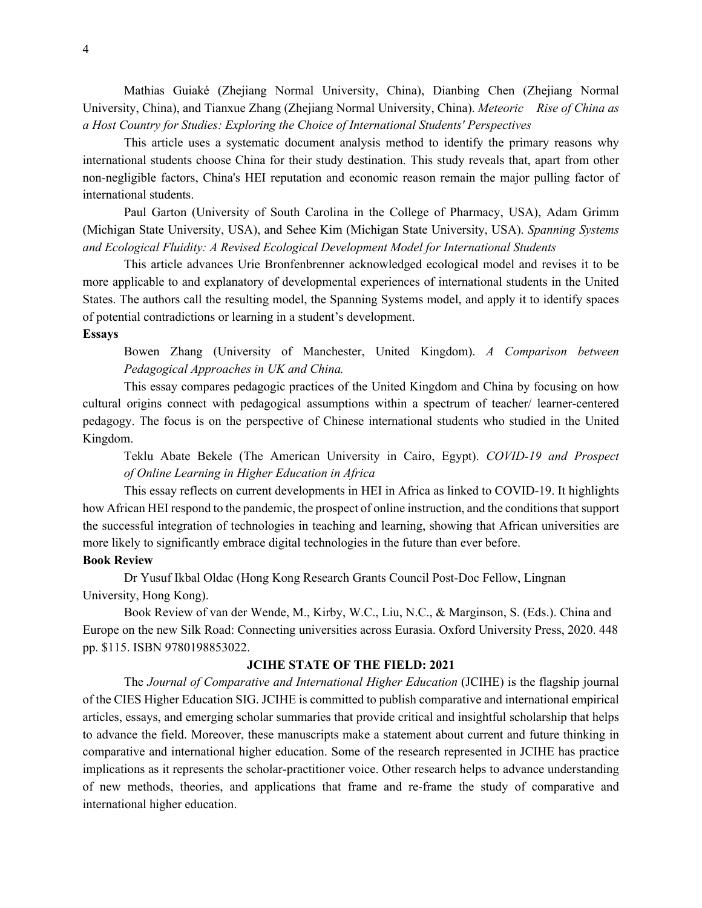Mathias Guiaké (Zhejiang Normal University, China), Dianbing Chen (Zhejiang Normal University, China), and Tianxue Zhang (Zhejiang Normal University, China). *Meteoric Rise of China as a Host Country for Studies: Exploring the Choice of International Students' Perspectives*

This article uses a systematic document analysis method to identify the primary reasons why international students choose China for their study destination. This study reveals that, apart from other non-negligible factors, China's HEI reputation and economic reason remain the major pulling factor of international students.

Paul Garton (University of South Carolina in the College of Pharmacy, USA), Adam Grimm (Michigan State University, USA), and Sehee Kim (Michigan State University, USA). *Spanning Systems and Ecological Fluidity: A Revised Ecological Development Model for International Students*

This article advances Urie Bronfenbrenner acknowledged ecological model and revises it to be more applicable to and explanatory of developmental experiences of international students in the United States. The authors call the resulting model, the Spanning Systems model, and apply it to identify spaces of potential contradictions or learning in a student's development.

**Essays**

Bowen Zhang (University of Manchester, United Kingdom). *A Comparison between Pedagogical Approaches in UK and China.*

This essay compares pedagogic practices of the United Kingdom and China by focusing on how cultural origins connect with pedagogical assumptions within a spectrum of teacher/ learner-centered pedagogy. The focus is on the perspective of Chinese international students who studied in the United Kingdom.

Teklu Abate Bekele (The American University in Cairo, Egypt). *COVID-19 and Prospect of Online Learning in Higher Education in Africa*

This essay reflects on current developments in HEI in Africa as linked to COVID-19. It highlights how African HEI respond to the pandemic, the prospect of online instruction, and the conditions that support the successful integration of technologies in teaching and learning, showing that African universities are more likely to significantly embrace digital technologies in the future than ever before.

**Book Review**

Dr Yusuf Ikbal Oldac (Hong Kong Research Grants Council Post-Doc Fellow, Lingnan University, Hong Kong).

Book Review of van der Wende, M., Kirby, W.C., Liu, N.C., & Marginson, S. (Eds.). China and Europe on the new Silk Road: Connecting universities across Eurasia. Oxford University Press, 2020. 448 pp. $115. ISBN 9780198853022.

## JCIHE STATE OF THE FIELD: 2021

The *Journal of Comparative and International Higher Education* (JCIHE) is the flagship journal of the CIES Higher Education SIG. JCIHE is committed to publish comparative and international empirical articles, essays, and emerging scholar summaries that provide critical and insightful scholarship that helps to advance the field. Moreover, these manuscripts make a statement about current and future thinking in comparative and international higher education. Some of the research represented in JCIHE has practice implications as it represents the scholar-practitioner voice. Other research helps to advance understanding of new methods, theories, and applications that frame and re-frame the study of comparative and international higher education.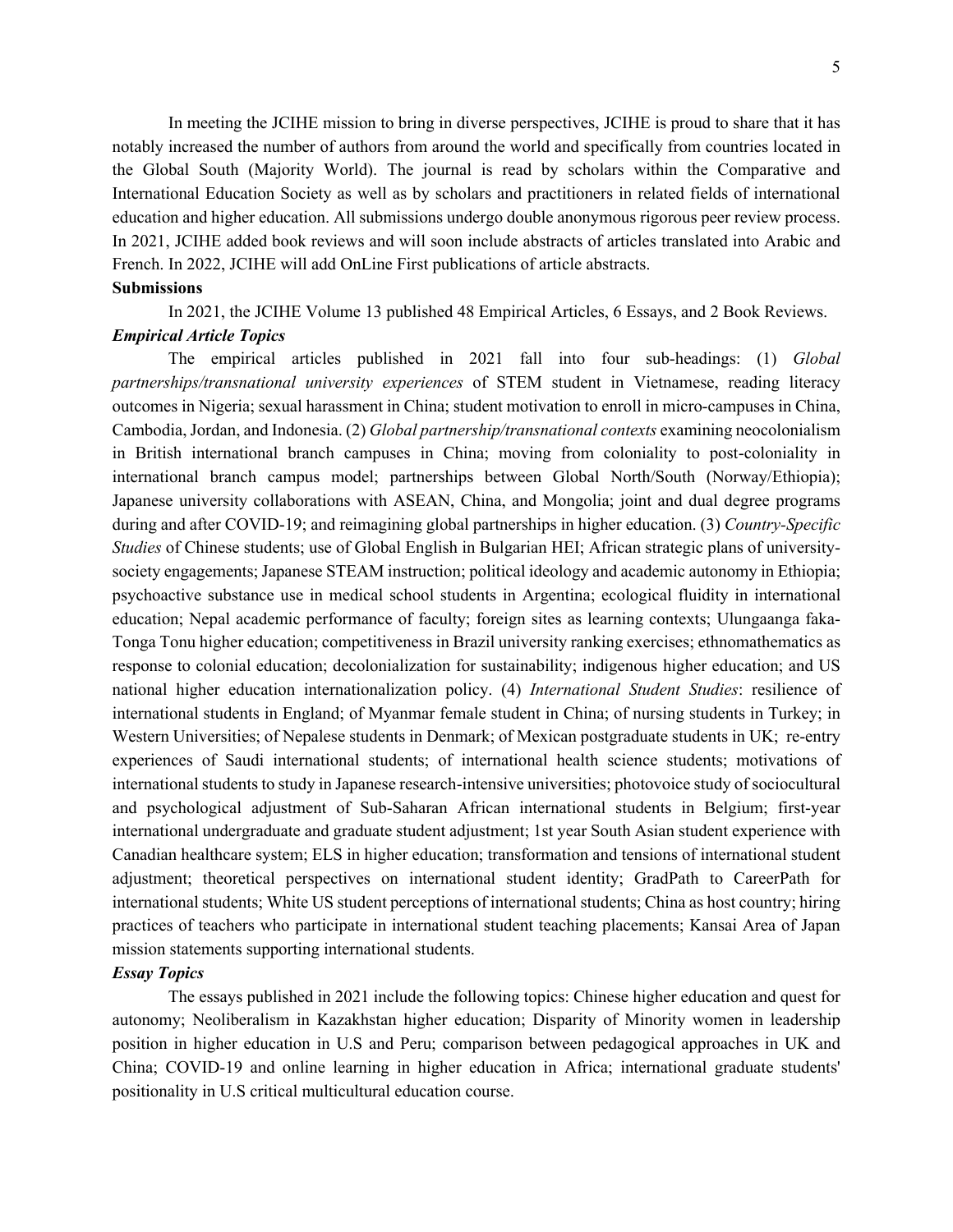In meeting the JCIHE mission to bring in diverse perspectives, JCIHE is proud to share that it has notably increased the number of authors from around the world and specifically from countries located in the Global South (Majority World). The journal is read by scholars within the Comparative and International Education Society as well as by scholars and practitioners in related fields of international education and higher education. All submissions undergo double anonymous rigorous peer review process. In 2021, JCIHE added book reviews and will soon include abstracts of articles translated into Arabic and French. In 2022, JCIHE will add OnLine First publications of article abstracts.

**Submissions**

In 2021, the JCIHE Volume 13 published 48 Empirical Articles, 6 Essays, and 2 Book Reviews.

***Empirical Article Topics***

The empirical articles published in 2021 fall into four sub-headings: (1) *Global partnerships/transnational university experiences* of STEM student in Vietnamese, reading literacy outcomes in Nigeria; sexual harassment in China; student motivation to enroll in micro-campuses in China, Cambodia, Jordan, and Indonesia. (2) *Global partnership/transnational contexts* examining neocolonialism in British international branch campuses in China; moving from coloniality to post-coloniality in international branch campus model; partnerships between Global North/South (Norway/Ethiopia); Japanese university collaborations with ASEAN, China, and Mongolia; joint and dual degree programs during and after COVID-19; and reimagining global partnerships in higher education. (3) *Country-Specific Studies* of Chinese students; use of Global English in Bulgarian HEI; African strategic plans of university-society engagements; Japanese STEAM instruction; political ideology and academic autonomy in Ethiopia; psychoactive substance use in medical school students in Argentina; ecological fluidity in international education; Nepal academic performance of faculty; foreign sites as learning contexts; Ulungaanga faka-Tonga Tonu higher education; competitiveness in Brazil university ranking exercises; ethnomathematics as response to colonial education; decolonialization for sustainability; indigenous higher education; and US national higher education internationalization policy. (4) *International Student Studies*: resilience of international students in England; of Myanmar female student in China; of nursing students in Turkey; in Western Universities; of Nepalese students in Denmark; of Mexican postgraduate students in UK; re-entry experiences of Saudi international students; of international health science students; motivations of international students to study in Japanese research-intensive universities; photovoice study of sociocultural and psychological adjustment of Sub-Saharan African international students in Belgium; first-year international undergraduate and graduate student adjustment; 1st year South Asian student experience with Canadian healthcare system; ELS in higher education; transformation and tensions of international student adjustment; theoretical perspectives on international student identity; GradPath to CareerPath for international students; White US student perceptions of international students; China as host country; hiring practices of teachers who participate in international student teaching placements; Kansai Area of Japan mission statements supporting international students.

***Essay Topics***

The essays published in 2021 include the following topics: Chinese higher education and quest for autonomy; Neoliberalism in Kazakhstan higher education; Disparity of Minority women in leadership position in higher education in U.S and Peru; comparison between pedagogical approaches in UK and China; COVID-19 and online learning in higher education in Africa; international graduate students' positionality in U.S critical multicultural education course.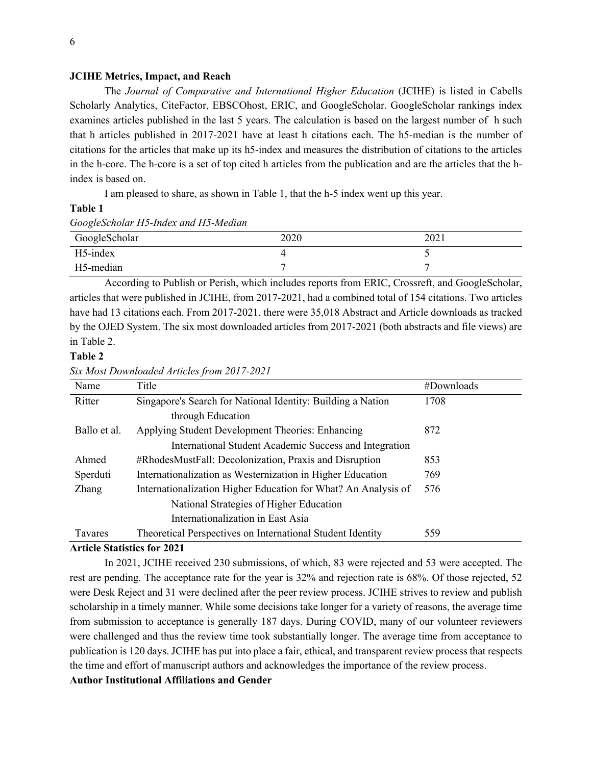**JCIHE Metrics, Impact, and Reach**

The *Journal of Comparative and International Higher Education* (JCIHE) is listed in Cabells Scholarly Analytics, CiteFactor, EBSCOhost, ERIC, and GoogleScholar. GoogleScholar rankings index examines articles published in the last 5 years. The calculation is based on the largest number of h such that h articles published in 2017-2021 have at least h citations each. The h5-median is the number of citations for the articles that make up its h5-index and measures the distribution of citations to the articles in the h-core. The h-core is a set of top cited h articles from the publication and are the articles that the h-index is based on.

I am pleased to share, as shown in Table 1, that the h-5 index went up this year.

**Table 1**

*GoogleScholar H5-Index and H5-Median*

| GoogleScholar | 2020 | 2021 |
|---|---|---|
| H5-index | 4 | 5 |
| H5-median | 7 | 7 |

According to Publish or Perish, which includes reports from ERIC, Crossreft, and GoogleScholar, articles that were published in JCIHE, from 2017-2021, had a combined total of 154 citations. Two articles have had 13 citations each. From 2017-2021, there were 35,018 Abstract and Article downloads as tracked by the OJED System. The six most downloaded articles from 2017-2021 (both abstracts and file views) are in Table 2.

**Table 2**

*Six Most Downloaded Articles from 2017-2021*

| Name | Title | #Downloads |
|---|---|---|
| Ritter | Singapore's Search for National Identity: Building a Nation through Education | 1708 |
| Ballo et al. | Applying Student Development Theories: Enhancing International Student Academic Success and Integration | 872 |
| Ahmed | #RhodesMustFall: Decolonization, Praxis and Disruption | 853 |
| Sperduti | Internationalization as Westernization in Higher Education | 769 |
| Zhang | Internationalization Higher Education for What? An Analysis of National Strategies of Higher Education Internationalization in East Asia | 576 |
| Tavares | Theoretical Perspectives on International Student Identity | 559 |

**Article Statistics for 2021**

In 2021, JCIHE received 230 submissions, of which, 83 were rejected and 53 were accepted. The rest are pending. The acceptance rate for the year is 32% and rejection rate is 68%. Of those rejected, 52 were Desk Reject and 31 were declined after the peer review process. JCIHE strives to review and publish scholarship in a timely manner. While some decisions take longer for a variety of reasons, the average time from submission to acceptance is generally 187 days. During COVID, many of our volunteer reviewers were challenged and thus the review time took substantially longer. The average time from acceptance to publication is 120 days. JCIHE has put into place a fair, ethical, and transparent review process that respects the time and effort of manuscript authors and acknowledges the importance of the review process.

**Author Institutional Affiliations and Gender**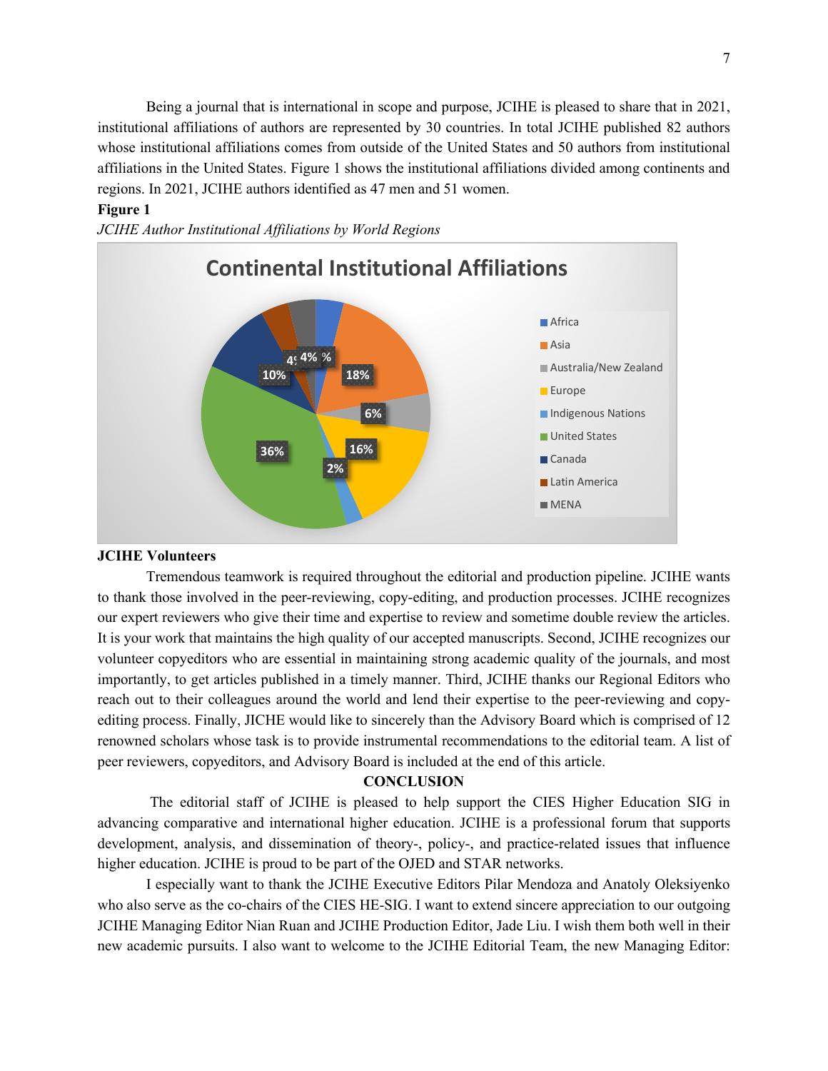Being a journal that is international in scope and purpose, JCIHE is pleased to share that in 2021, institutional affiliations of authors are represented by 30 countries. In total JCIHE published 82 authors whose institutional affiliations comes from outside of the United States and 50 authors from institutional affiliations in the United States. Figure 1 shows the institutional affiliations divided among continents and regions. In 2021, JCIHE authors identified as 47 men and 51 women.

**Figure 1**

*JCIHE Author Institutional Affiliations by World Regions*

**JCIHE Volunteers**

Tremendous teamwork is required throughout the editorial and production pipeline. JCIHE wants to thank those involved in the peer-reviewing, copy-editing, and production processes. JCIHE recognizes our expert reviewers who give their time and expertise to review and sometime double review the articles. It is your work that maintains the high quality of our accepted manuscripts. Second, JCIHE recognizes our volunteer copyeditors who are essential in maintaining strong academic quality of the journals, and most importantly, to get articles published in a timely manner. Third, JCIHE thanks our Regional Editors who reach out to their colleagues around the world and lend their expertise to the peer-reviewing and copy-editing process. Finally, JICHE would like to sincerely than the Advisory Board which is comprised of 12 renowned scholars whose task is to provide instrumental recommendations to the editorial team. A list of peer reviewers, copyeditors, and Advisory Board is included at the end of this article.

**CONCLUSION**

The editorial staff of JCIHE is pleased to help support the CIES Higher Education SIG in advancing comparative and international higher education. JCIHE is a professional forum that supports development, analysis, and dissemination of theory-, policy-, and practice-related issues that influence higher education. JCIHE is proud to be part of the OJED and STAR networks.

I especially want to thank the JCIHE Executive Editors Pilar Mendoza and Anatoly Oleksiyenko who also serve as the co-chairs of the CIES HE-SIG. I want to extend sincere appreciation to our outgoing JCIHE Managing Editor Nian Ruan and JCIHE Production Editor, Jade Liu. I wish them both well in their new academic pursuits. I also want to welcome to the JCIHE Editorial Team, the new Managing Editor: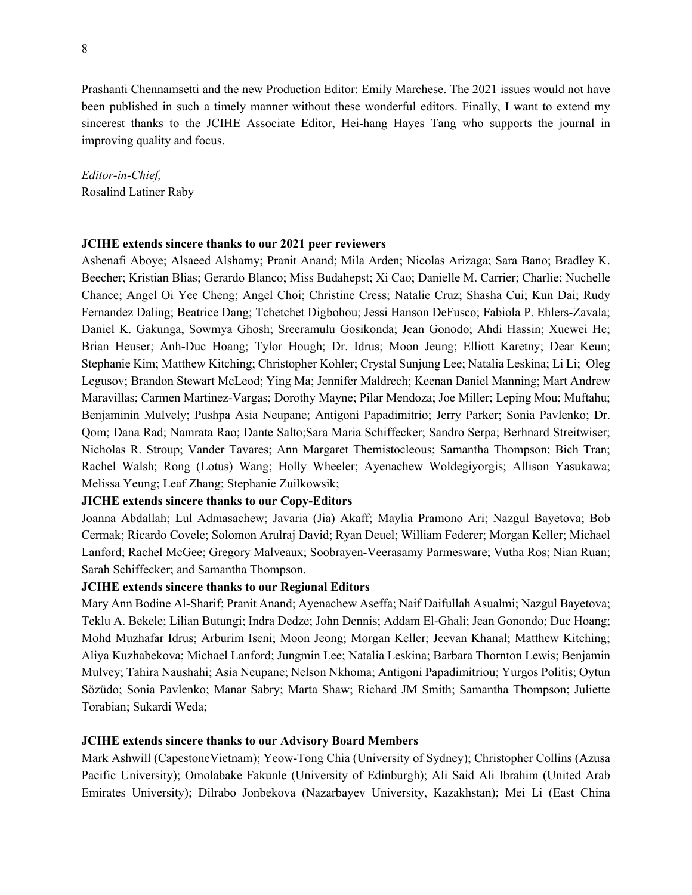Prashanti Chennamsetti and the new Production Editor: Emily Marchese. The 2021 issues would not have been published in such a timely manner without these wonderful editors. Finally, I want to extend my sincerest thanks to the JCIHE Associate Editor, Hei-hang Hayes Tang who supports the journal in improving quality and focus.

*Editor-in-Chief,*
Rosalind Latiner Raby

**JCIHE extends sincere thanks to our 2021 peer reviewers**

Ashenafi Aboye; Alsaeed Alshamy; Pranit Anand; Mila Arden; Nicolas Arizaga; Sara Bano; Bradley K. Beecher; Kristian Blias; Gerardo Blanco; Miss Budahepst; Xi Cao; Danielle M. Carrier; Charlie; Nuchelle Chance; Angel Oi Yee Cheng; Angel Choi; Christine Cress; Natalie Cruz; Shasha Cui; Kun Dai; Rudy Fernandez Daling; Beatrice Dang; Tchetchet Digbohou; Jessi Hanson DeFusco; Fabiola P. Ehlers-Zavala; Daniel K. Gakunga, Sowmya Ghosh; Sreeramulu Gosikonda; Jean Gonodo; Ahdi Hassin; Xuewei He; Brian Heuser; Anh-Duc Hoang; Tylor Hough; Dr. Idrus; Moon Jeung; Elliott Karetny; Dear Keun; Stephanie Kim; Matthew Kitching; Christopher Kohler; Crystal Sunjung Lee; Natalia Leskina; Li Li; Oleg Legusov; Brandon Stewart McLeod; Ying Ma; Jennifer Maldrech; Keenan Daniel Manning; Mart Andrew Maravillas; Carmen Martinez-Vargas; Dorothy Mayne; Pilar Mendoza; Joe Miller; Leping Mou; Muftahu; Benjaminin Mulvely; Pushpa Asia Neupane; Antigoni Papadimitrio; Jerry Parker; Sonia Pavlenko; Dr. Qom; Dana Rad; Namrata Rao; Dante Salto;Sara Maria Schiffecker; Sandro Serpa; Berhnard Streitwiser; Nicholas R. Stroup; Vander Tavares; Ann Margaret Themistocleous; Samantha Thompson; Bich Tran; Rachel Walsh; Rong (Lotus) Wang; Holly Wheeler; Ayenachew Woldegiyorgis; Allison Yasukawa; Melissa Yeung; Leaf Zhang; Stephanie Zuilkowsik;

**JICHE extends sincere thanks to our Copy-Editors**

Joanna Abdallah; Lul Admasachew; Javaria (Jia) Akaff; Maylia Pramono Ari; Nazgul Bayetova; Bob Cermak; Ricardo Covele; Solomon Arulraj David; Ryan Deuel; William Federer; Morgan Keller; Michael Lanford; Rachel McGee; Gregory Malveaux; Soobrayen-Veerasamy Parmesware; Vutha Ros; Nian Ruan; Sarah Schiffecker; and Samantha Thompson.

**JCIHE extends sincere thanks to our Regional Editors**

Mary Ann Bodine Al-Sharif; Pranit Anand; Ayenachew Aseffa; Naif Daifullah Asualmi; Nazgul Bayetova; Teklu A. Bekele; Lilian Butungi; Indra Dedze; John Dennis; Addam El-Ghali; Jean Gonondo; Duc Hoang; Mohd Muzhafar Idrus; Arburim Iseni; Moon Jeong; Morgan Keller; Jeevan Khanal; Matthew Kitching; Aliya Kuzhabekova; Michael Lanford; Jungmin Lee; Natalia Leskina; Barbara Thornton Lewis; Benjamin Mulvey; Tahira Naushahi; Asia Neupane; Nelson Nkhoma; Antigoni Papadimitriou; Yurgos Politis; Oytun Sözüdo; Sonia Pavlenko; Manar Sabry; Marta Shaw; Richard JM Smith; Samantha Thompson; Juliette Torabian; Sukardi Weda;

**JCIHE extends sincere thanks to our Advisory Board Members**

Mark Ashwill (CapestoneVietnam); Yeow-Tong Chia (University of Sydney); Christopher Collins (Azusa Pacific University); Omolabake Fakunle (University of Edinburgh); Ali Said Ali Ibrahim (United Arab Emirates University); Dilrabo Jonbekova (Nazarbayev University, Kazakhstan); Mei Li (East China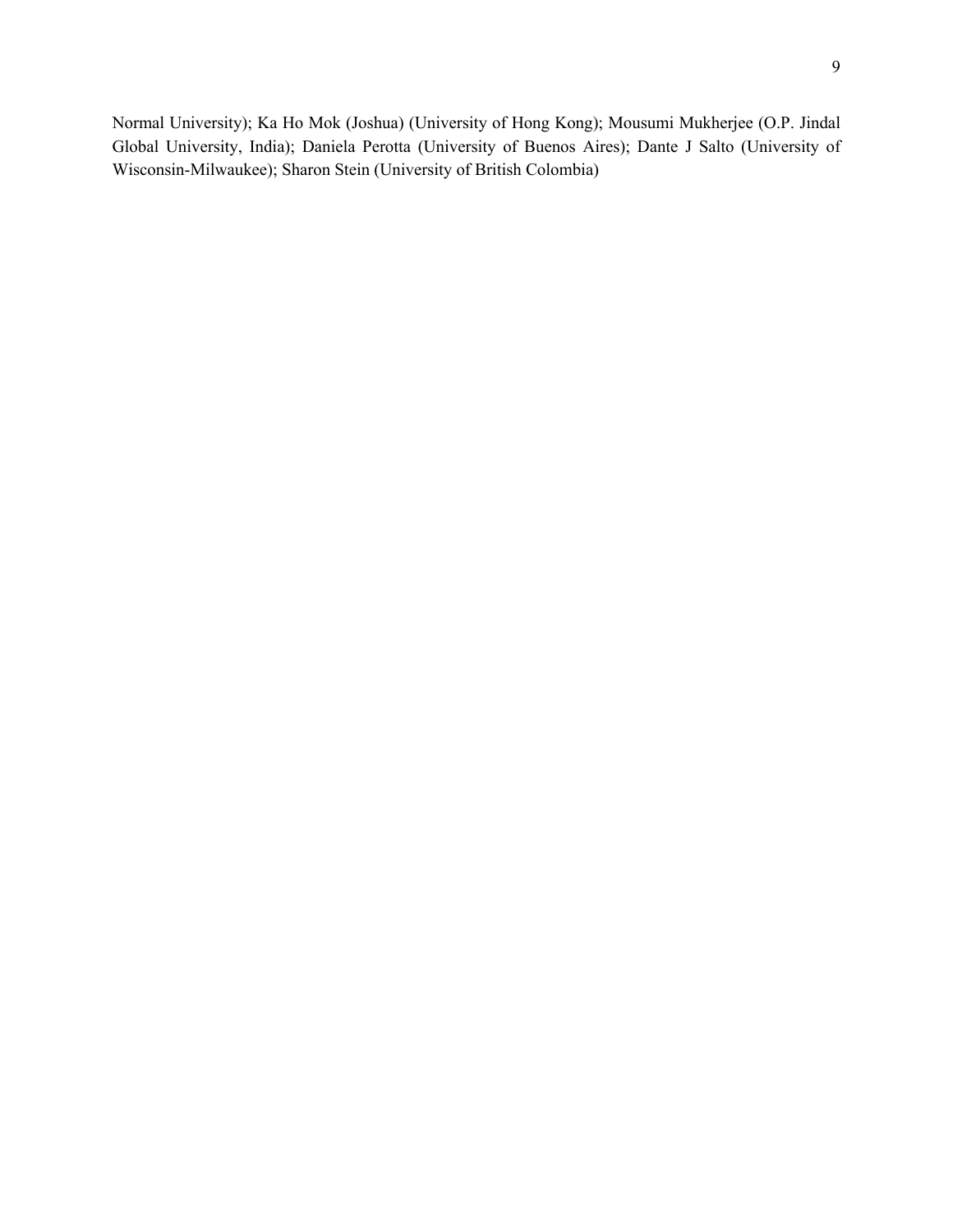Normal University); Ka Ho Mok (Joshua) (University of Hong Kong); Mousumi Mukherjee (O.P. Jindal Global University, India); Daniela Perotta (University of Buenos Aires); Dante J Salto (University of Wisconsin-Milwaukee); Sharon Stein (University of British Colombia)